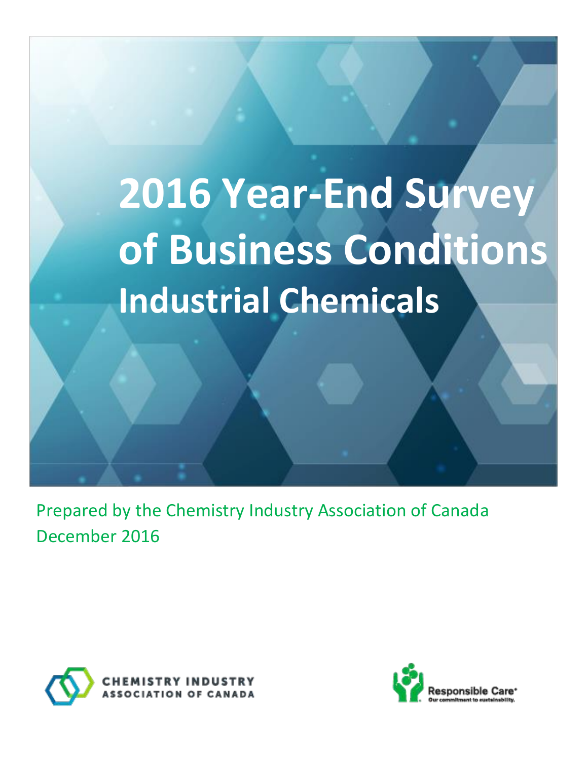# 2016 Year-End Survey of Business Conditions

## Industrial Chemicals

Prepared by the Chemistry Industry Association of Canada

December 2016

CHEMISTRY INDUSTRY ASSOCIATION OF CANADA

Responsible Care®
Our commitment to sustainability.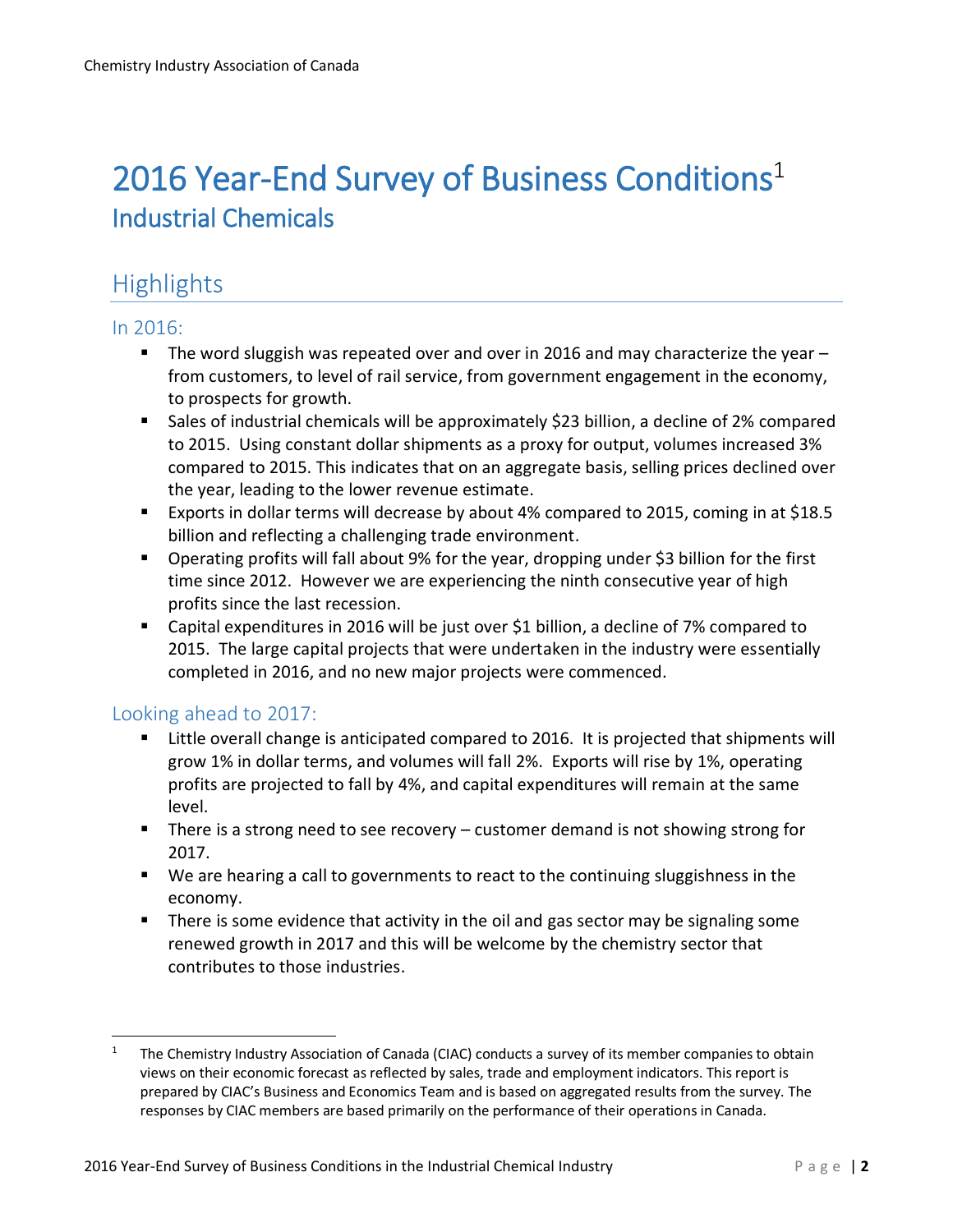# 2016 Year-End Survey of Business Conditions[1]

## Industrial Chemicals

## Highlights

### In 2016:

- The word sluggish was repeated over and over in 2016 and may characterize the year – from customers, to level of rail service, from government engagement in the economy, to prospects for growth.
- Sales of industrial chemicals will be approximately $23 billion, a decline of 2% compared to 2015. Using constant dollar shipments as a proxy for output, volumes increased 3% compared to 2015. This indicates that on an aggregate basis, selling prices declined over the year, leading to the lower revenue estimate.
- Exports in dollar terms will decrease by about 4% compared to 2015, coming in at $18.5 billion and reflecting a challenging trade environment.
- Operating profits will fall about 9% for the year, dropping under $3 billion for the first time since 2012. However we are experiencing the ninth consecutive year of high profits since the last recession.
- Capital expenditures in 2016 will be just over $1 billion, a decline of 7% compared to 2015. The large capital projects that were undertaken in the industry were essentially completed in 2016, and no new major projects were commenced.

### Looking ahead to 2017:

- Little overall change is anticipated compared to 2016. It is projected that shipments will grow 1% in dollar terms, and volumes will fall 2%. Exports will rise by 1%, operating profits are projected to fall by 4%, and capital expenditures will remain at the same level.
- There is a strong need to see recovery – customer demand is not showing strong for 2017.
- We are hearing a call to governments to react to the continuing sluggishness in the economy.
- There is some evidence that activity in the oil and gas sector may be signaling some renewed growth in 2017 and this will be welcome by the chemistry sector that contributes to those industries.

---

[1] The Chemistry Industry Association of Canada (CIAC) conducts a survey of its member companies to obtain views on their economic forecast as reflected by sales, trade and employment indicators. This report is prepared by CIAC's Business and Economics Team and is based on aggregated results from the survey. The responses by CIAC members are based primarily on the performance of their operations in Canada.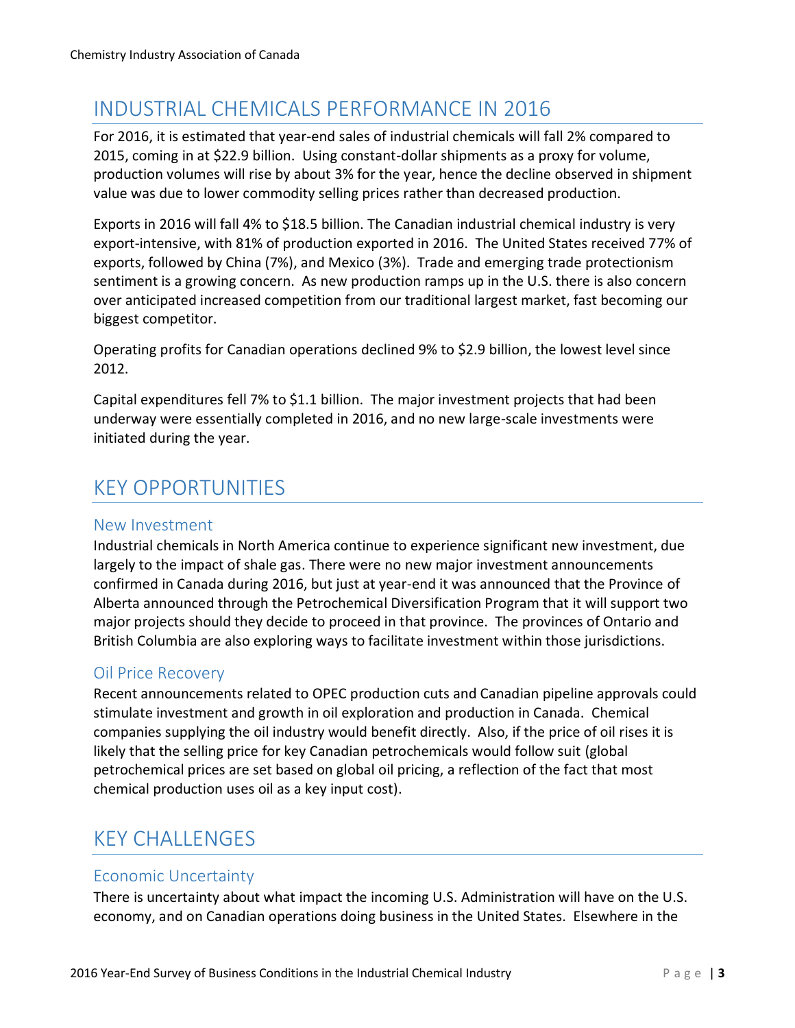# INDUSTRIAL CHEMICALS PERFORMANCE IN 2016

For 2016, it is estimated that year-end sales of industrial chemicals will fall 2% compared to 2015, coming in at $22.9 billion. Using constant-dollar shipments as a proxy for volume, production volumes will rise by about 3% for the year, hence the decline observed in shipment value was due to lower commodity selling prices rather than decreased production.

Exports in 2016 will fall 4% to $18.5 billion. The Canadian industrial chemical industry is very export-intensive, with 81% of production exported in 2016. The United States received 77% of exports, followed by China (7%), and Mexico (3%). Trade and emerging trade protectionism sentiment is a growing concern. As new production ramps up in the U.S. there is also concern over anticipated increased competition from our traditional largest market, fast becoming our biggest competitor.

Operating profits for Canadian operations declined 9% to $2.9 billion, the lowest level since 2012.

Capital expenditures fell 7% to $1.1 billion. The major investment projects that had been underway were essentially completed in 2016, and no new large-scale investments were initiated during the year.

# KEY OPPORTUNITIES

## New Investment

Industrial chemicals in North America continue to experience significant new investment, due largely to the impact of shale gas. There were no new major investment announcements confirmed in Canada during 2016, but just at year-end it was announced that the Province of Alberta announced through the Petrochemical Diversification Program that it will support two major projects should they decide to proceed in that province. The provinces of Ontario and British Columbia are also exploring ways to facilitate investment within those jurisdictions.

## Oil Price Recovery

Recent announcements related to OPEC production cuts and Canadian pipeline approvals could stimulate investment and growth in oil exploration and production in Canada. Chemical companies supplying the oil industry would benefit directly. Also, if the price of oil rises it is likely that the selling price for key Canadian petrochemicals would follow suit (global petrochemical prices are set based on global oil pricing, a reflection of the fact that most chemical production uses oil as a key input cost).

# KEY CHALLENGES

## Economic Uncertainty

There is uncertainty about what impact the incoming U.S. Administration will have on the U.S. economy, and on Canadian operations doing business in the United States. Elsewhere in the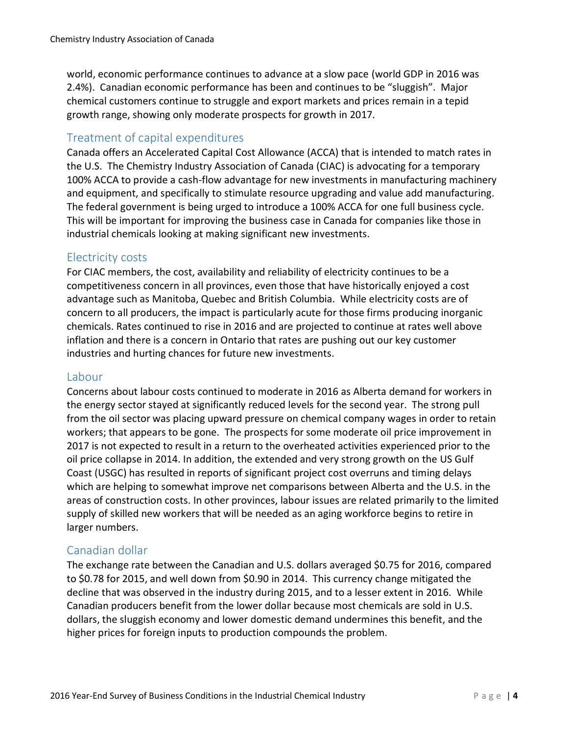world, economic performance continues to advance at a slow pace (world GDP in 2016 was 2.4%). Canadian economic performance has been and continues to be "sluggish". Major chemical customers continue to struggle and export markets and prices remain in a tepid growth range, showing only moderate prospects for growth in 2017.

## Treatment of capital expenditures

Canada offers an Accelerated Capital Cost Allowance (ACCA) that is intended to match rates in the U.S. The Chemistry Industry Association of Canada (CIAC) is advocating for a temporary 100% ACCA to provide a cash-flow advantage for new investments in manufacturing machinery and equipment, and specifically to stimulate resource upgrading and value add manufacturing. The federal government is being urged to introduce a 100% ACCA for one full business cycle. This will be important for improving the business case in Canada for companies like those in industrial chemicals looking at making significant new investments.

## Electricity costs

For CIAC members, the cost, availability and reliability of electricity continues to be a competitiveness concern in all provinces, even those that have historically enjoyed a cost advantage such as Manitoba, Quebec and British Columbia. While electricity costs are of concern to all producers, the impact is particularly acute for those firms producing inorganic chemicals. Rates continued to rise in 2016 and are projected to continue at rates well above inflation and there is a concern in Ontario that rates are pushing out our key customer industries and hurting chances for future new investments.

## Labour

Concerns about labour costs continued to moderate in 2016 as Alberta demand for workers in the energy sector stayed at significantly reduced levels for the second year. The strong pull from the oil sector was placing upward pressure on chemical company wages in order to retain workers; that appears to be gone. The prospects for some moderate oil price improvement in 2017 is not expected to result in a return to the overheated activities experienced prior to the oil price collapse in 2014. In addition, the extended and very strong growth on the US Gulf Coast (USGC) has resulted in reports of significant project cost overruns and timing delays which are helping to somewhat improve net comparisons between Alberta and the U.S. in the areas of construction costs. In other provinces, labour issues are related primarily to the limited supply of skilled new workers that will be needed as an aging workforce begins to retire in larger numbers.

## Canadian dollar

The exchange rate between the Canadian and U.S. dollars averaged $0.75 for 2016, compared to $0.78 for 2015, and well down from $0.90 in 2014. This currency change mitigated the decline that was observed in the industry during 2015, and to a lesser extent in 2016. While Canadian producers benefit from the lower dollar because most chemicals are sold in U.S. dollars, the sluggish economy and lower domestic demand undermines this benefit, and the higher prices for foreign inputs to production compounds the problem.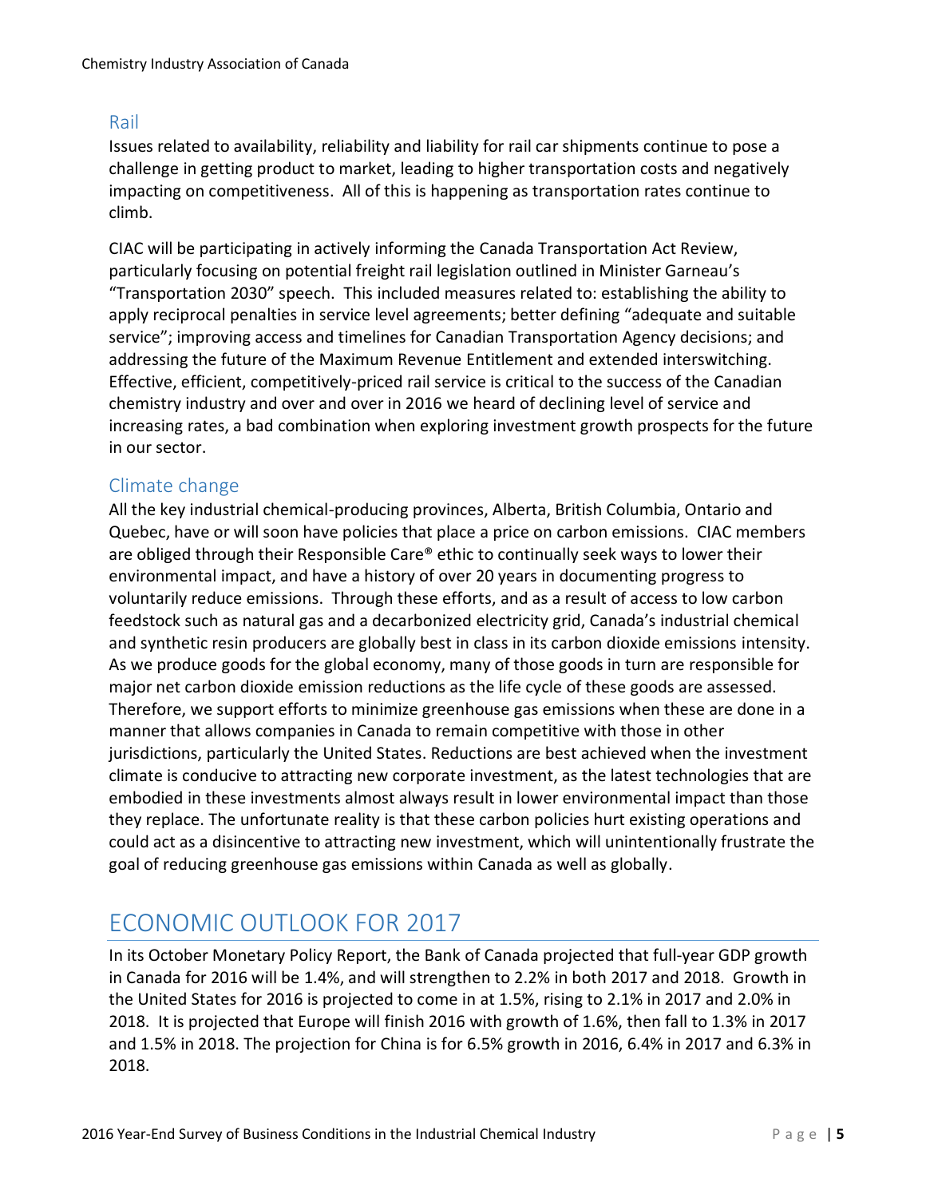### Rail

Issues related to availability, reliability and liability for rail car shipments continue to pose a challenge in getting product to market, leading to higher transportation costs and negatively impacting on competitiveness. All of this is happening as transportation rates continue to climb.

CIAC will be participating in actively informing the Canada Transportation Act Review, particularly focusing on potential freight rail legislation outlined in Minister Garneau's "Transportation 2030" speech. This included measures related to: establishing the ability to apply reciprocal penalties in service level agreements; better defining "adequate and suitable service"; improving access and timelines for Canadian Transportation Agency decisions; and addressing the future of the Maximum Revenue Entitlement and extended interswitching. Effective, efficient, competitively-priced rail service is critical to the success of the Canadian chemistry industry and over and over in 2016 we heard of declining level of service and increasing rates, a bad combination when exploring investment growth prospects for the future in our sector.

### Climate change

All the key industrial chemical-producing provinces, Alberta, British Columbia, Ontario and Quebec, have or will soon have policies that place a price on carbon emissions. CIAC members are obliged through their Responsible Care® ethic to continually seek ways to lower their environmental impact, and have a history of over 20 years in documenting progress to voluntarily reduce emissions. Through these efforts, and as a result of access to low carbon feedstock such as natural gas and a decarbonized electricity grid, Canada's industrial chemical and synthetic resin producers are globally best in class in its carbon dioxide emissions intensity. As we produce goods for the global economy, many of those goods in turn are responsible for major net carbon dioxide emission reductions as the life cycle of these goods are assessed. Therefore, we support efforts to minimize greenhouse gas emissions when these are done in a manner that allows companies in Canada to remain competitive with those in other jurisdictions, particularly the United States. Reductions are best achieved when the investment climate is conducive to attracting new corporate investment, as the latest technologies that are embodied in these investments almost always result in lower environmental impact than those they replace. The unfortunate reality is that these carbon policies hurt existing operations and could act as a disincentive to attracting new investment, which will unintentionally frustrate the goal of reducing greenhouse gas emissions within Canada as well as globally.

## ECONOMIC OUTLOOK FOR 2017

In its October Monetary Policy Report, the Bank of Canada projected that full-year GDP growth in Canada for 2016 will be 1.4%, and will strengthen to 2.2% in both 2017 and 2018. Growth in the United States for 2016 is projected to come in at 1.5%, rising to 2.1% in 2017 and 2.0% in 2018. It is projected that Europe will finish 2016 with growth of 1.6%, then fall to 1.3% in 2017 and 1.5% in 2018. The projection for China is for 6.5% growth in 2016, 6.4% in 2017 and 6.3% in 2018.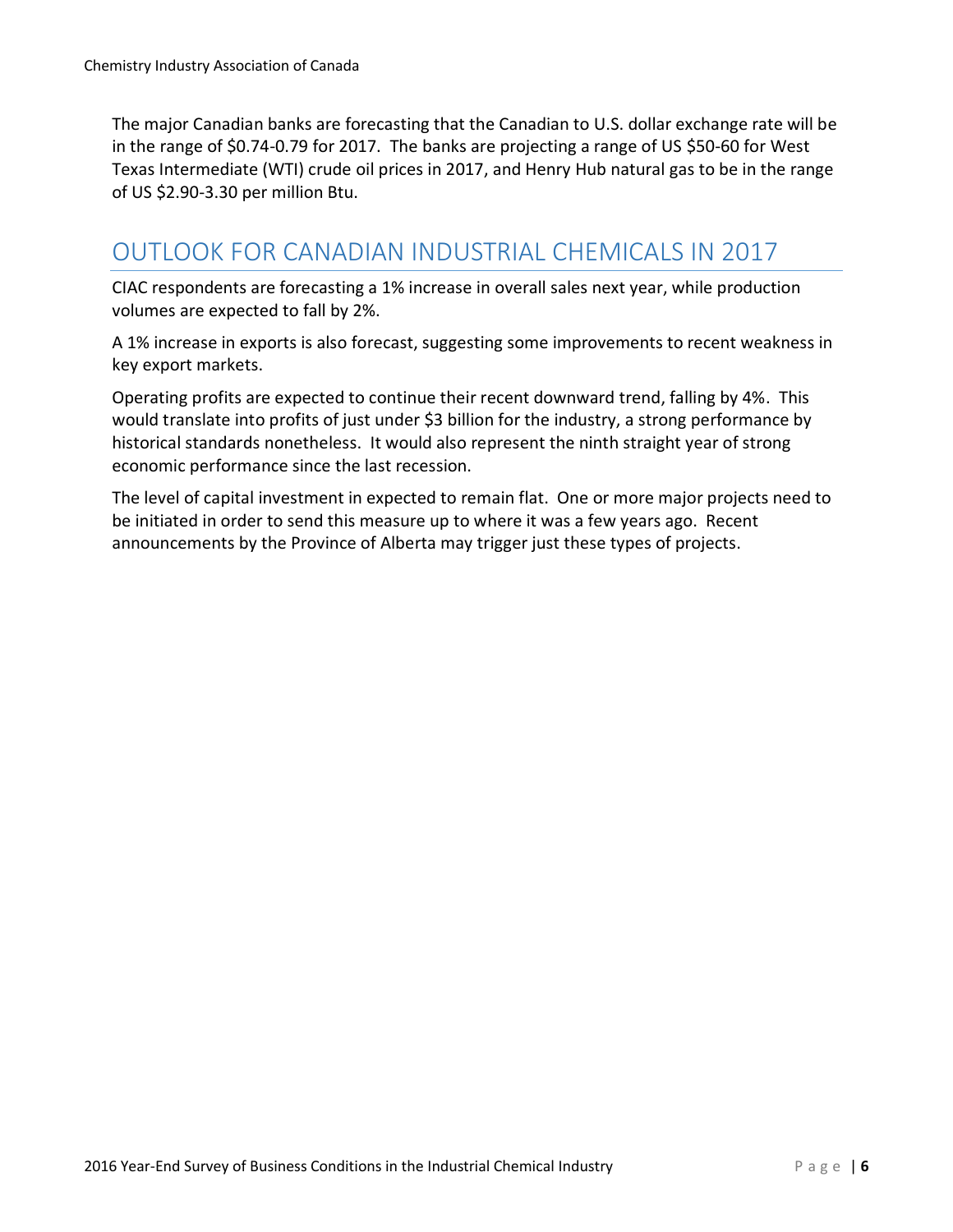The major Canadian banks are forecasting that the Canadian to U.S. dollar exchange rate will be in the range of $0.74-0.79 for 2017. The banks are projecting a range of US $50-60 for West Texas Intermediate (WTI) crude oil prices in 2017, and Henry Hub natural gas to be in the range of US $2.90-3.30 per million Btu.

## OUTLOOK FOR CANADIAN INDUSTRIAL CHEMICALS IN 2017

CIAC respondents are forecasting a 1% increase in overall sales next year, while production volumes are expected to fall by 2%.

A 1% increase in exports is also forecast, suggesting some improvements to recent weakness in key export markets.

Operating profits are expected to continue their recent downward trend, falling by 4%. This would translate into profits of just under $3 billion for the industry, a strong performance by historical standards nonetheless. It would also represent the ninth straight year of strong economic performance since the last recession.

The level of capital investment in expected to remain flat. One or more major projects need to be initiated in order to send this measure up to where it was a few years ago. Recent announcements by the Province of Alberta may trigger just these types of projects.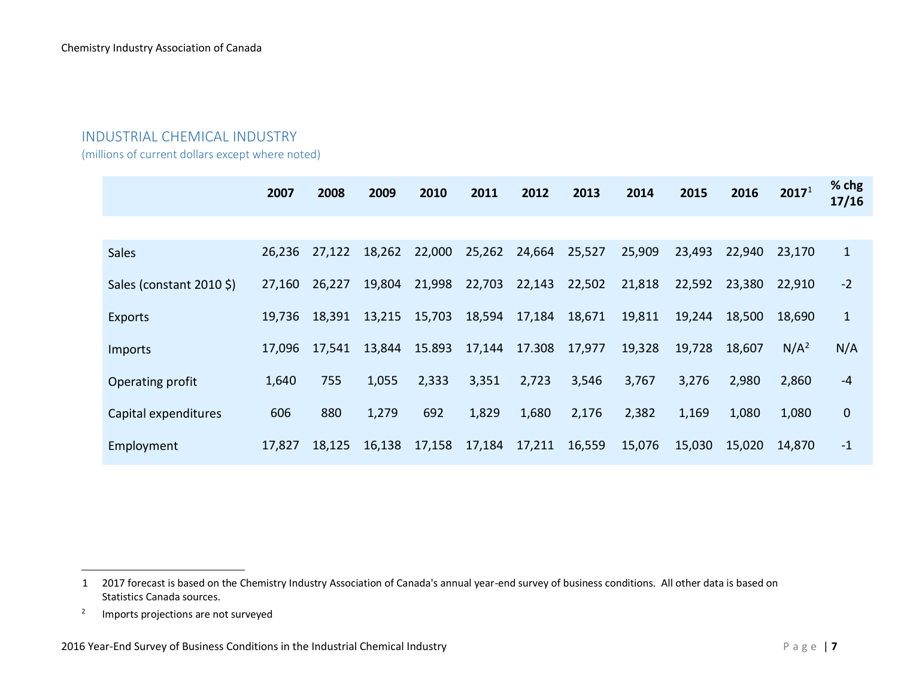## INDUSTRIAL CHEMICAL INDUSTRY

(millions of current dollars except where noted)

| | 2007 | 2008 | 2009 | 2010 | 2011 | 2012 | 2013 | 2014 | 2015 | 2016 | 2017[1] | % chg 17/16 |
|---|---|---|---|---|---|---|---|---|---|---|---|---|
| Sales | 26,236 | 27,122 | 18,262 | 22,000 | 25,262 | 24,664 | 25,527 | 25,909 | 23,493 | 22,940 | 23,170 | 1 |
| Sales (constant 2010 $) | 27,160 | 26,227 | 19,804 | 21,998 | 22,703 | 22,143 | 22,502 | 21,818 | 22,592 | 23,380 | 22,910 | -2 |
| Exports | 19,736 | 18,391 | 13,215 | 15,703 | 18,594 | 17,184 | 18,671 | 19,811 | 19,244 | 18,500 | 18,690 | 1 |
| Imports | 17,096 | 17,541 | 13,844 | 15.893 | 17,144 | 17.308 | 17,977 | 19,328 | 19,728 | 18,607 | N/A[2] | N/A |
| Operating profit | 1,640 | 755 | 1,055 | 2,333 | 3,351 | 2,723 | 3,546 | 3,767 | 3,276 | 2,980 | 2,860 | -4 |
| Capital expenditures | 606 | 880 | 1,279 | 692 | 1,829 | 1,680 | 2,176 | 2,382 | 1,169 | 1,080 | 1,080 | 0 |
| Employment | 17,827 | 18,125 | 16,138 | 17,158 | 17,184 | 17,211 | 16,559 | 15,076 | 15,030 | 15,020 | 14,870 | -1 |

1 2017 forecast is based on the Chemistry Industry Association of Canada's annual year-end survey of business conditions. All other data is based on Statistics Canada sources.

2 Imports projections are not surveyed